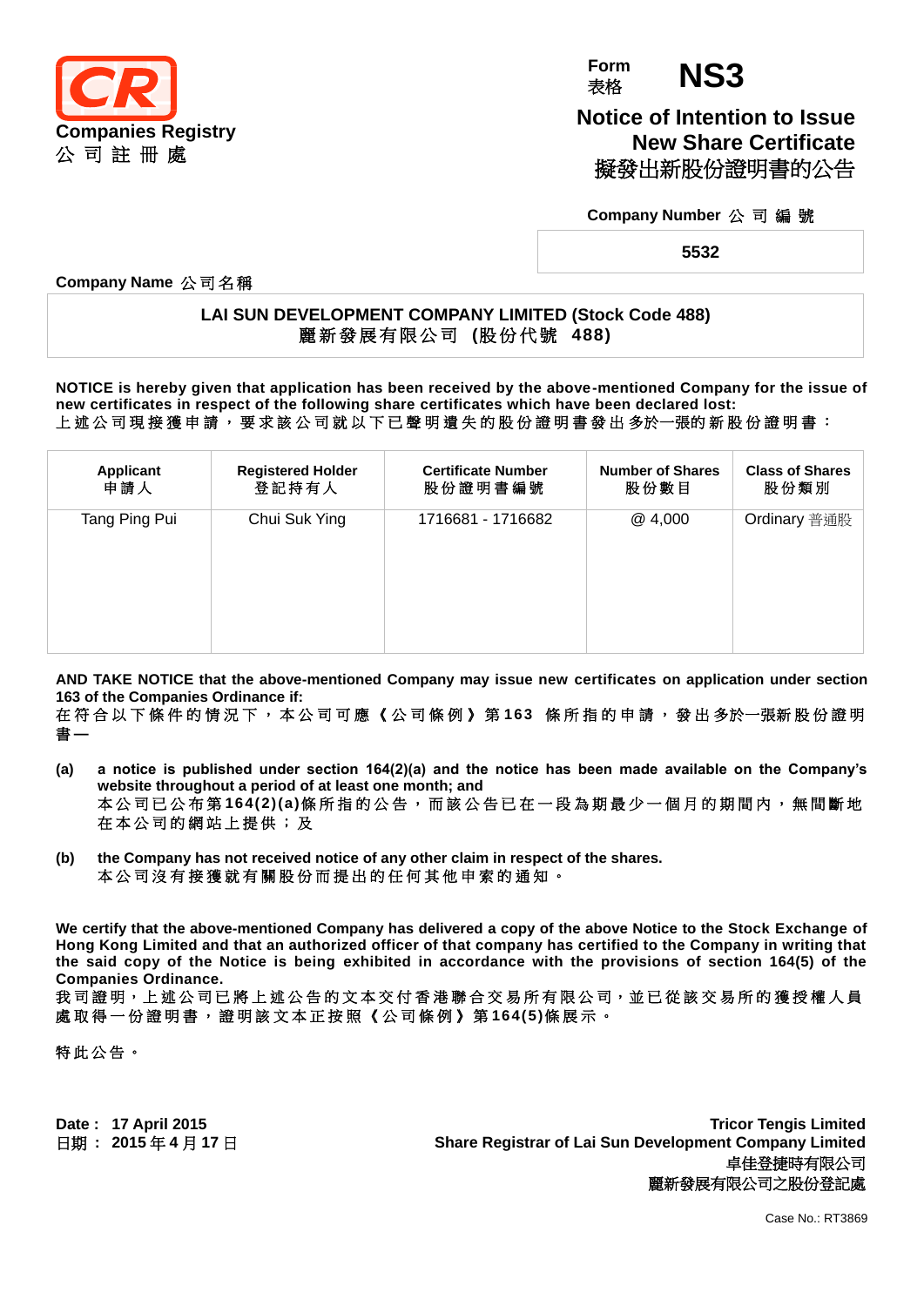**Companies Registry**
**公 司 註 冊 處**

Form 表格 **NS3**

# Notice of Intention to Issue New Share Certificate
# 擬發出新股份證明書的公告

**Company Number 公 司 編 號**

**5532**

**Company Name 公司名稱**

**LAI SUN DEVELOPMENT COMPANY LIMITED (Stock Code 488)**
**麗新發展有限公司 (股份代號 488)**

**NOTICE is hereby given that application has been received by the above-mentioned Company for the issue of new certificates in respect of the following share certificates which have been declared lost:**
上述公司現接獲申請，要求該公司就以下已聲明遺失的股份證明書發出多於一張的新股份證明書：

| Applicant 申請人 | Registered Holder 登記持有人 | Certificate Number 股份證明書編號 | Number of Shares 股份數目 | Class of Shares 股份類別 |
|---|---|---|---|---|
| Tang Ping Pui | Chui Suk Ying | 1716681 - 1716682 | @ 4,000 | Ordinary 普通股 |

**AND TAKE NOTICE that the above-mentioned Company may issue new certificates on application under section 163 of the Companies Ordinance if:**
在符合以下條件的情況下，本公司可應《公司條例》第163 條所指的申請，發出多於一張新股份證明書—

**(a)** **a notice is published under section 164(2)(a) and the notice has been made available on the Company's website throughout a period of at least one month; and**
本公司已公布第164(2)(a)條所指的公告，而該公告已在一段為期最少一個月的期間內，無間斷地在本公司的網站上提供；及

**(b)** **the Company has not received notice of any other claim in respect of the shares.**
本公司沒有接獲就有關股份而提出的任何其他申索的通知。

**We certify that the above-mentioned Company has delivered a copy of the above Notice to the Stock Exchange of Hong Kong Limited and that an authorized officer of that company has certified to the Company in writing that the said copy of the Notice is being exhibited in accordance with the provisions of section 164(5) of the Companies Ordinance.**
我司證明，上述公司已將上述公告的文本交付香港聯合交易所有限公司，並已從該交易所的獲授權人員處取得一份證明書，證明該文本正按照《公司條例》第164(5)條展示。

特此公告。

**Date : 17 April 2015**
**日期： 2015 年 4 月 17 日**

**Tricor Tengis Limited**
**Share Registrar of Lai Sun Development Company Limited**
**卓佳登捷時有限公司**
**麗新發展有限公司之股份登記處**

Case No.: RT3869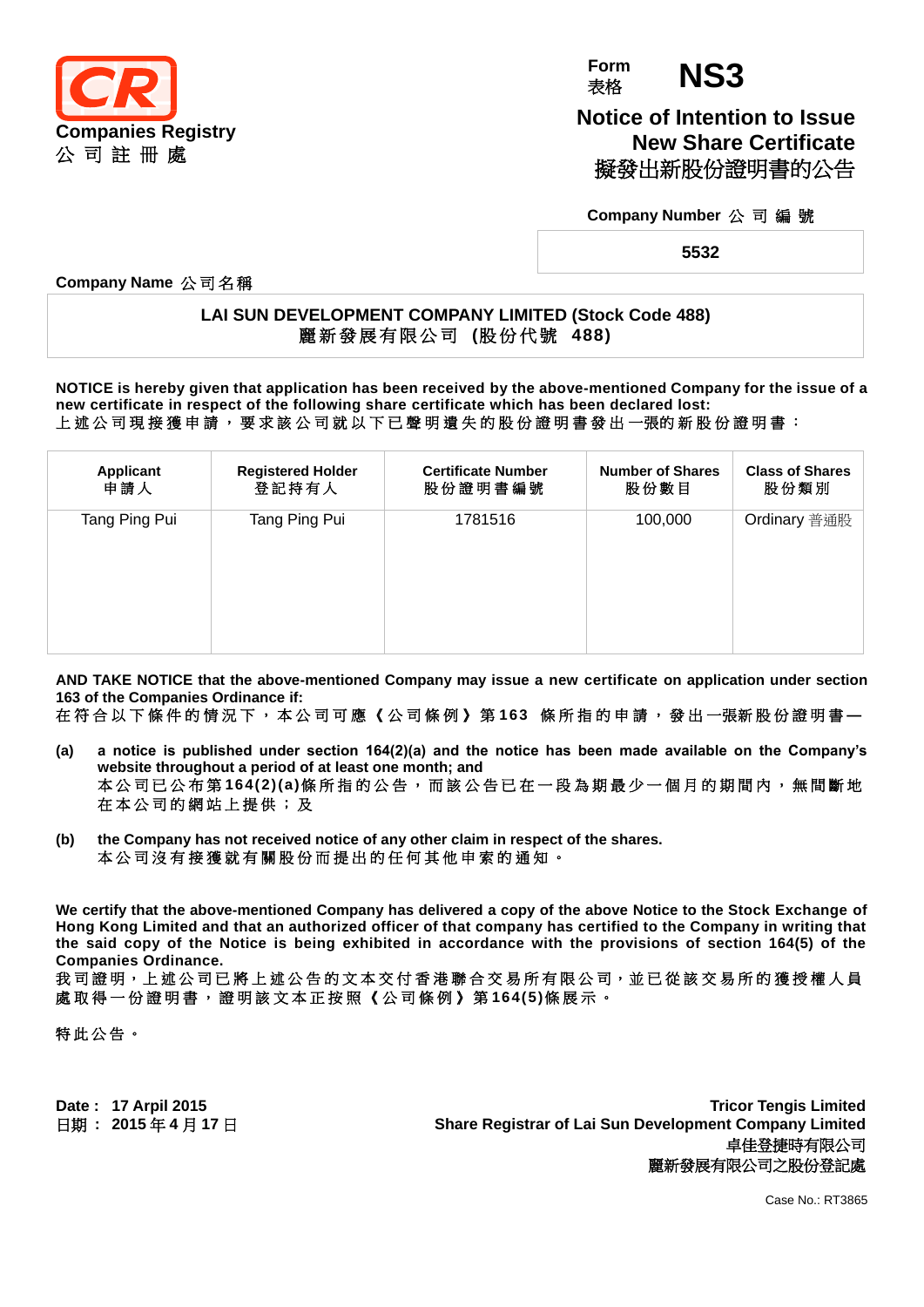**Companies Registry**
**公 司 註 冊 處**

Form 表格 **NS3**

# Notice of Intention to Issue New Share Certificate
# 擬發出新股份證明書的公告

**Company Number 公 司 編 號**

**5532**

**Company Name 公司名稱**

**LAI SUN DEVELOPMENT COMPANY LIMITED (Stock Code 488)**
**麗新發展有限公司 (股份代號 488)**

**NOTICE is hereby given that application has been received by the above-mentioned Company for the issue of a new certificate in respect of the following share certificate which has been declared lost:**
上述公司現接獲申請，要求該公司就以下已聲明遺失的股份證明書發出一張的新股份證明書：

| **Applicant** 申請人 | **Registered Holder** 登記持有人 | **Certificate Number** 股份證明書編號 | **Number of Shares** 股份數目 | **Class of Shares** 股份類別 |
|---|---|---|---|---|
| Tang Ping Pui | Tang Ping Pui | 1781516 | 100,000 | Ordinary 普通股 |

**AND TAKE NOTICE that the above-mentioned Company may issue a new certificate on application under section 163 of the Companies Ordinance if:**
在符合以下條件的情況下，本公司可應《公司條例》第163 條所指的申請，發出一張新股份證明書—

**(a)** **a notice is published under section 164(2)(a) and the notice has been made available on the Company's website throughout a period of at least one month; and**
本公司已公布第164(2)(a)條所指的公告，而該公告已在一段為期最少一個月的期間內，無間斷地在本公司的網站上提供；及

**(b)** **the Company has not received notice of any other claim in respect of the shares.**
本公司沒有接獲就有關股份而提出的任何其他申索的通知。

**We certify that the above-mentioned Company has delivered a copy of the above Notice to the Stock Exchange of Hong Kong Limited and that an authorized officer of that company has certified to the Company in writing that the said copy of the Notice is being exhibited in accordance with the provisions of section 164(5) of the Companies Ordinance.**
我司證明，上述公司已將上述公告的文本交付香港聯合交易所有限公司，並已從該交易所的獲授權人員處取得一份證明書，證明該文本正按照《公司條例》第164(5)條展示。

特此公告。

**Date : 17 April 2015**
**日期： 2015 年 4 月 17 日**

**Tricor Tengis Limited**
**Share Registrar of Lai Sun Development Company Limited**
**卓佳登捷時有限公司**
**麗新發展有限公司之股份登記處**

Case No.: RT3865